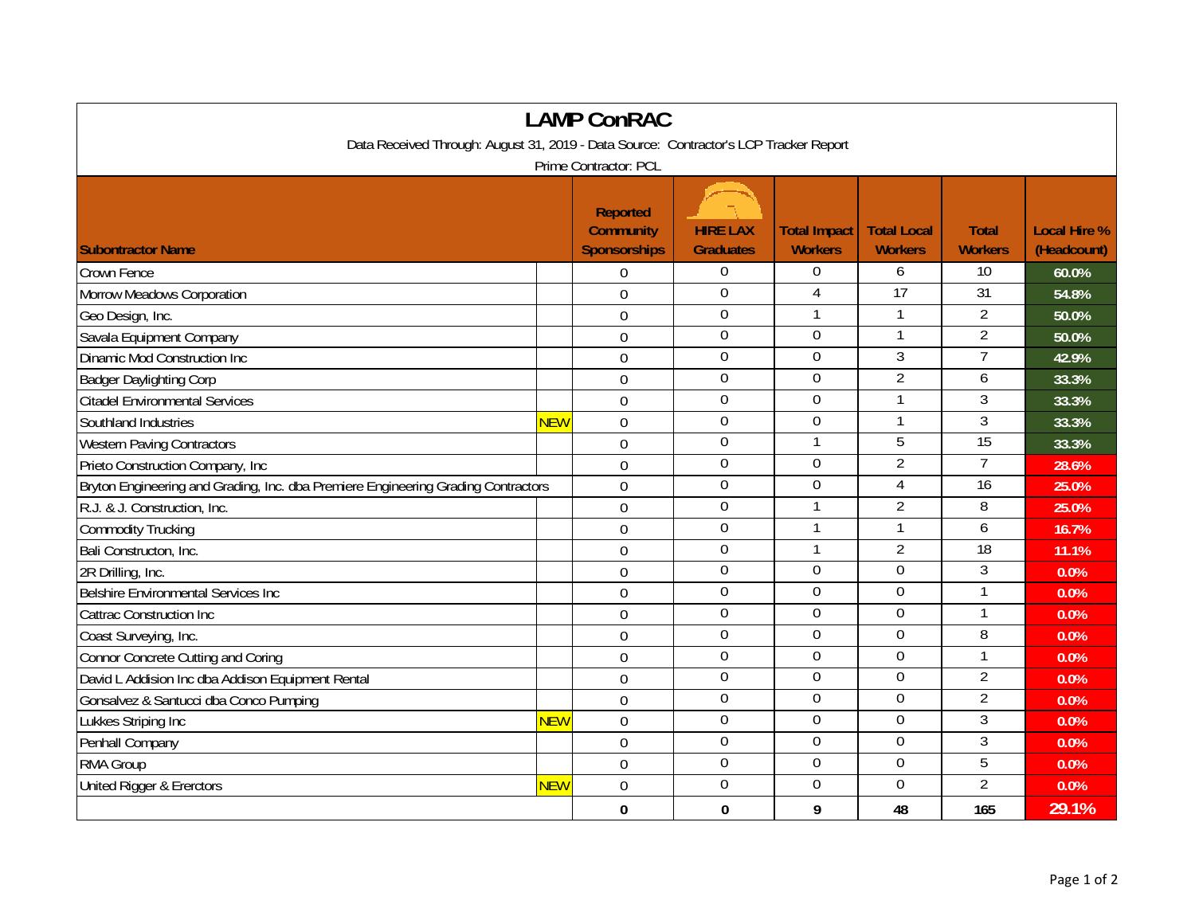# LAMP ConRAC

Data Received Through: August 31, 2019 - Data Source: Contractor's LCP Tracker Report

Prime Contractor: PCL

| Subontractor Name | | Reported Community Sponsorships | HIRE LAX Graduates | Total Impact Workers | Total Local Workers | Total Workers | Local Hire % (Headcount) |
|---|---|---|---|---|---|---|---|
| Crown Fence | | 0 | 0 | 0 | 6 | 10 | 60.0% |
| Morrow Meadows Corporation | | 0 | 0 | 4 | 17 | 31 | 54.8% |
| Geo Design, Inc. | | 0 | 0 | 1 | 1 | 2 | 50.0% |
| Savala Equipment Company | | 0 | 0 | 0 | 1 | 2 | 50.0% |
| Dinamic Mod Construction Inc | | 0 | 0 | 0 | 3 | 7 | 42.9% |
| Badger Daylighting Corp | | 0 | 0 | 0 | 2 | 6 | 33.3% |
| Citadel Environmental Services | | 0 | 0 | 0 | 1 | 3 | 33.3% |
| Southland Industries | NEW | 0 | 0 | 0 | 1 | 3 | 33.3% |
| Western Paving Contractors | | 0 | 0 | 1 | 5 | 15 | 33.3% |
| Prieto Construction Company, Inc | | 0 | 0 | 0 | 2 | 7 | 28.6% |
| Bryton Engineering and Grading, Inc. dba Premiere Engineering Grading Contractors | | 0 | 0 | 0 | 4 | 16 | 25.0% |
| R.J. & J. Construction, Inc. | | 0 | 0 | 1 | 2 | 8 | 25.0% |
| Commodity Trucking | | 0 | 0 | 1 | 1 | 6 | 16.7% |
| Bali Constructon, Inc. | | 0 | 0 | 1 | 2 | 18 | 11.1% |
| 2R Drilling, Inc. | | 0 | 0 | 0 | 0 | 3 | 0.0% |
| Belshire Environmental Services Inc | | 0 | 0 | 0 | 0 | 1 | 0.0% |
| Cattrac Construction Inc | | 0 | 0 | 0 | 0 | 1 | 0.0% |
| Coast Surveying, Inc. | | 0 | 0 | 0 | 0 | 8 | 0.0% |
| Connor Concrete Cutting and Coring | | 0 | 0 | 0 | 0 | 1 | 0.0% |
| David L Addision Inc dba Addison Equipment Rental | | 0 | 0 | 0 | 0 | 2 | 0.0% |
| Gonsalvez & Santucci dba Conco Pumping | | 0 | 0 | 0 | 0 | 2 | 0.0% |
| Lukkes Striping Inc | NEW | 0 | 0 | 0 | 0 | 3 | 0.0% |
| Penhall Company | | 0 | 0 | 0 | 0 | 3 | 0.0% |
| RMA Group | | 0 | 0 | 0 | 0 | 5 | 0.0% |
| United Rigger & Ererctors | NEW | 0 | 0 | 0 | 0 | 2 | 0.0% |
| | | **0** | **0** | **9** | **48** | **165** | **29.1%** |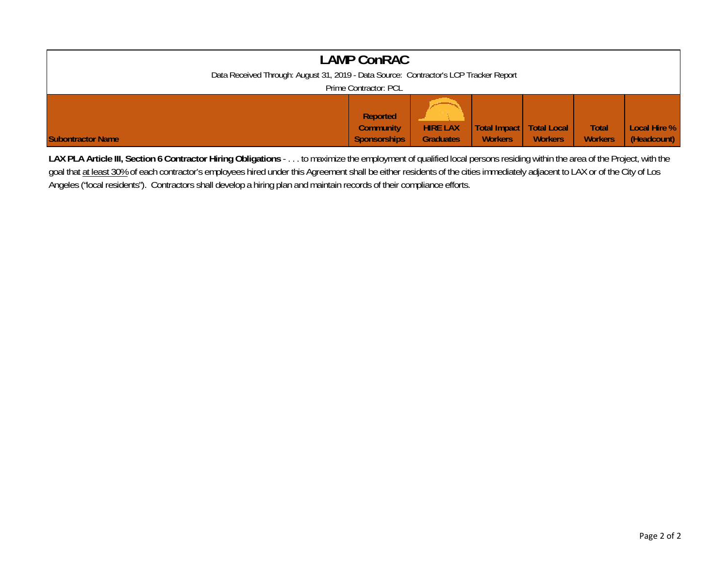# LAMP ConRAC

Data Received Through: August 31, 2019 - Data Source: Contractor's LCP Tracker Report

Prime Contractor: PCL

| Subcontractor Name | Reported Community Sponsorships | HIRE LAX Graduates | Total Impact Workers | Total Local Workers | Total Workers | Local Hire % (Headcount) |
|---|---|---|---|---|---|---|

**LAX PLA Article III, Section 6 Contractor Hiring Obligations** - . . . to maximize the employment of qualified local persons residing within the area of the Project, with the goal that at least 30% of each contractor's employees hired under this Agreement shall be either residents of the cities immediately adjacent to LAX or of the City of Los Angeles ("local residents"). Contractors shall develop a hiring plan and maintain records of their compliance efforts.